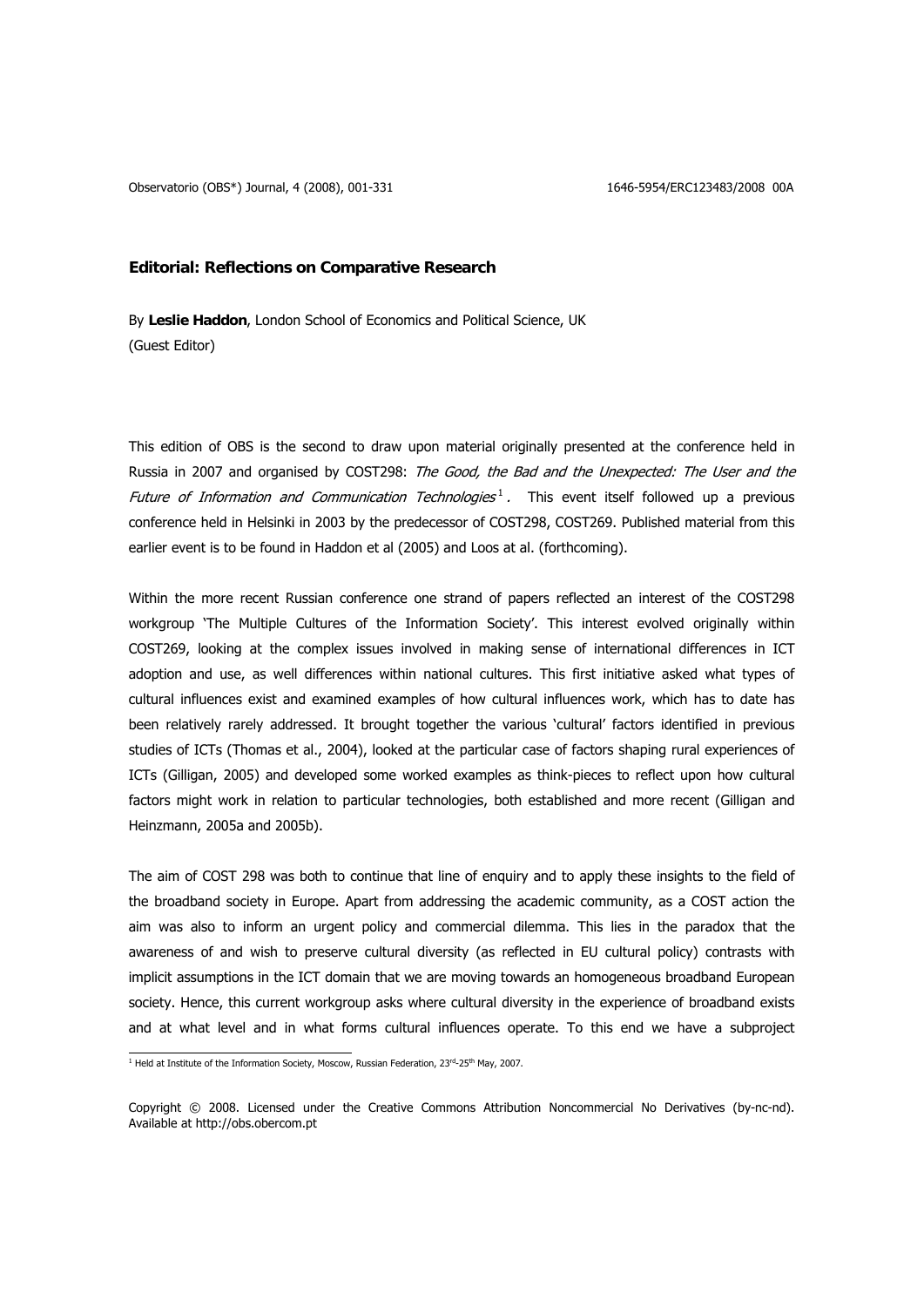## Editorial: Reflections on Comparative Research

By **Leslie Haddon**, London School of Economics and Political Science, UK
(Guest Editor)

This edition of OBS is the second to draw upon material originally presented at the conference held in Russia in 2007 and organised by COST298: *The Good, the Bad and the Unexpected: The User and the Future of Information and Communication Technologies*[1]. This event itself followed up a previous conference held in Helsinki in 2003 by the predecessor of COST298, COST269. Published material from this earlier event is to be found in Haddon et al (2005) and Loos at al. (forthcoming).

Within the more recent Russian conference one strand of papers reflected an interest of the COST298 workgroup 'The Multiple Cultures of the Information Society'. This interest evolved originally within COST269, looking at the complex issues involved in making sense of international differences in ICT adoption and use, as well differences within national cultures. This first initiative asked what types of cultural influences exist and examined examples of how cultural influences work, which has to date has been relatively rarely addressed. It brought together the various 'cultural' factors identified in previous studies of ICTs (Thomas et al., 2004), looked at the particular case of factors shaping rural experiences of ICTs (Gilligan, 2005) and developed some worked examples as think-pieces to reflect upon how cultural factors might work in relation to particular technologies, both established and more recent (Gilligan and Heinzmann, 2005a and 2005b).

The aim of COST 298 was both to continue that line of enquiry and to apply these insights to the field of the broadband society in Europe. Apart from addressing the academic community, as a COST action the aim was also to inform an urgent policy and commercial dilemma. This lies in the paradox that the awareness of and wish to preserve cultural diversity (as reflected in EU cultural policy) contrasts with implicit assumptions in the ICT domain that we are moving towards an homogeneous broadband European society. Hence, this current workgroup asks where cultural diversity in the experience of broadband exists and at what level and in what forms cultural influences operate. To this end we have a subproject

[1] Held at Institute of the Information Society, Moscow, Russian Federation, 23rd-25th May, 2007.

Copyright © 2008. Licensed under the Creative Commons Attribution Noncommercial No Derivatives (by-nc-nd). Available at http://obs.obercom.pt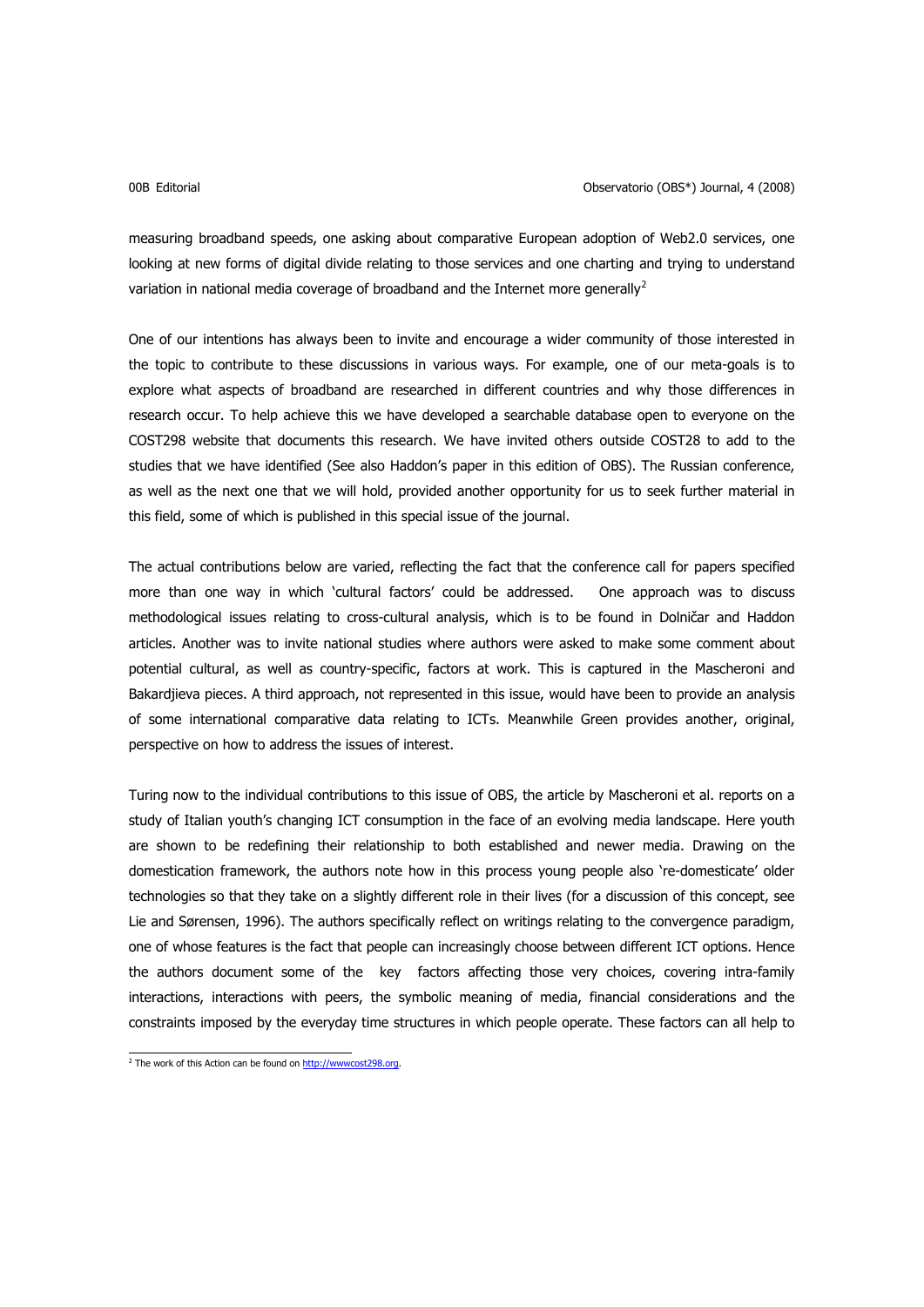measuring broadband speeds, one asking about comparative European adoption of Web2.0 services, one looking at new forms of digital divide relating to those services and one charting and trying to understand variation in national media coverage of broadband and the Internet more generally[2]

One of our intentions has always been to invite and encourage a wider community of those interested in the topic to contribute to these discussions in various ways. For example, one of our meta-goals is to explore what aspects of broadband are researched in different countries and why those differences in research occur. To help achieve this we have developed a searchable database open to everyone on the COST298 website that documents this research. We have invited others outside COST28 to add to the studies that we have identified (See also Haddon's paper in this edition of OBS). The Russian conference, as well as the next one that we will hold, provided another opportunity for us to seek further material in this field, some of which is published in this special issue of the journal.

The actual contributions below are varied, reflecting the fact that the conference call for papers specified more than one way in which 'cultural factors' could be addressed. One approach was to discuss methodological issues relating to cross-cultural analysis, which is to be found in Dolničar and Haddon articles. Another was to invite national studies where authors were asked to make some comment about potential cultural, as well as country-specific, factors at work. This is captured in the Mascheroni and Bakardjieva pieces. A third approach, not represented in this issue, would have been to provide an analysis of some international comparative data relating to ICTs. Meanwhile Green provides another, original, perspective on how to address the issues of interest.

Turing now to the individual contributions to this issue of OBS, the article by Mascheroni et al. reports on a study of Italian youth's changing ICT consumption in the face of an evolving media landscape. Here youth are shown to be redefining their relationship to both established and newer media. Drawing on the domestication framework, the authors note how in this process young people also 're-domesticate' older technologies so that they take on a slightly different role in their lives (for a discussion of this concept, see Lie and Sørensen, 1996). The authors specifically reflect on writings relating to the convergence paradigm, one of whose features is the fact that people can increasingly choose between different ICT options. Hence the authors document some of the key factors affecting those very choices, covering intra-family interactions, interactions with peers, the symbolic meaning of media, financial considerations and the constraints imposed by the everyday time structures in which people operate. These factors can all help to

[2] The work of this Action can be found on http://wwwcost298.org.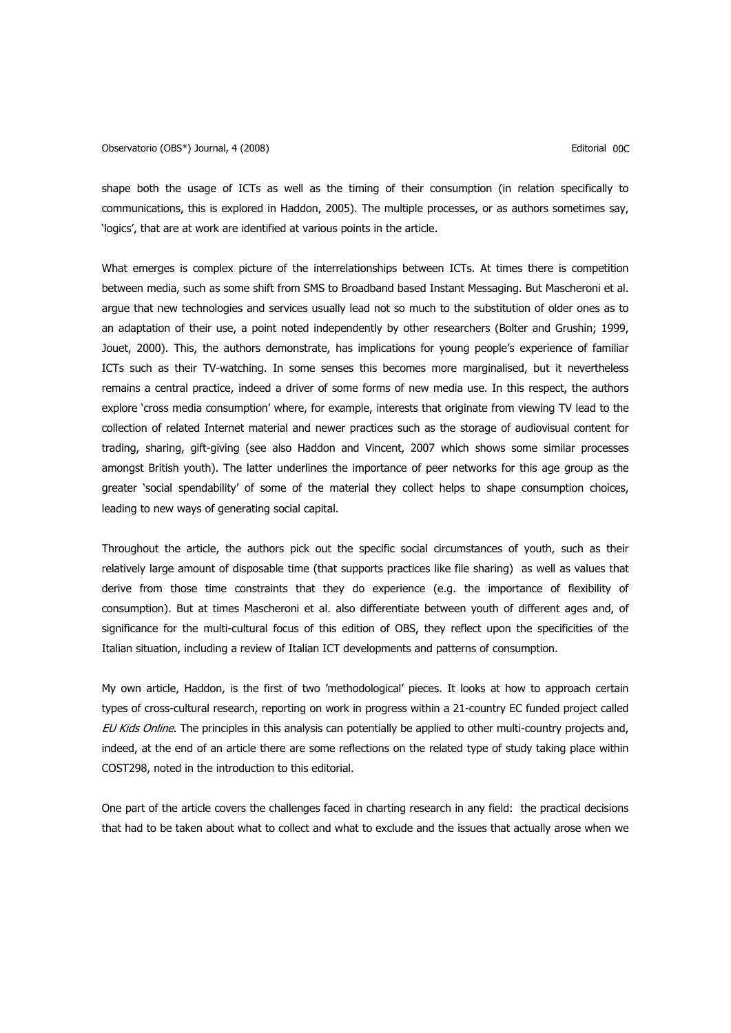shape both the usage of ICTs as well as the timing of their consumption (in relation specifically to communications, this is explored in Haddon, 2005). The multiple processes, or as authors sometimes say, 'logics', that are at work are identified at various points in the article.

What emerges is complex picture of the interrelationships between ICTs. At times there is competition between media, such as some shift from SMS to Broadband based Instant Messaging. But Mascheroni et al. argue that new technologies and services usually lead not so much to the substitution of older ones as to an adaptation of their use, a point noted independently by other researchers (Bolter and Grushin; 1999, Jouet, 2000). This, the authors demonstrate, has implications for young people's experience of familiar ICTs such as their TV-watching. In some senses this becomes more marginalised, but it nevertheless remains a central practice, indeed a driver of some forms of new media use. In this respect, the authors explore 'cross media consumption' where, for example, interests that originate from viewing TV lead to the collection of related Internet material and newer practices such as the storage of audiovisual content for trading, sharing, gift-giving (see also Haddon and Vincent, 2007 which shows some similar processes amongst British youth). The latter underlines the importance of peer networks for this age group as the greater 'social spendability' of some of the material they collect helps to shape consumption choices, leading to new ways of generating social capital.

Throughout the article, the authors pick out the specific social circumstances of youth, such as their relatively large amount of disposable time (that supports practices like file sharing) as well as values that derive from those time constraints that they do experience (e.g. the importance of flexibility of consumption). But at times Mascheroni et al. also differentiate between youth of different ages and, of significance for the multi-cultural focus of this edition of OBS, they reflect upon the specificities of the Italian situation, including a review of Italian ICT developments and patterns of consumption.

My own article, Haddon, is the first of two 'methodological' pieces. It looks at how to approach certain types of cross-cultural research, reporting on work in progress within a 21-country EC funded project called *EU Kids Online*. The principles in this analysis can potentially be applied to other multi-country projects and, indeed, at the end of an article there are some reflections on the related type of study taking place within COST298, noted in the introduction to this editorial.

One part of the article covers the challenges faced in charting research in any field: the practical decisions that had to be taken about what to collect and what to exclude and the issues that actually arose when we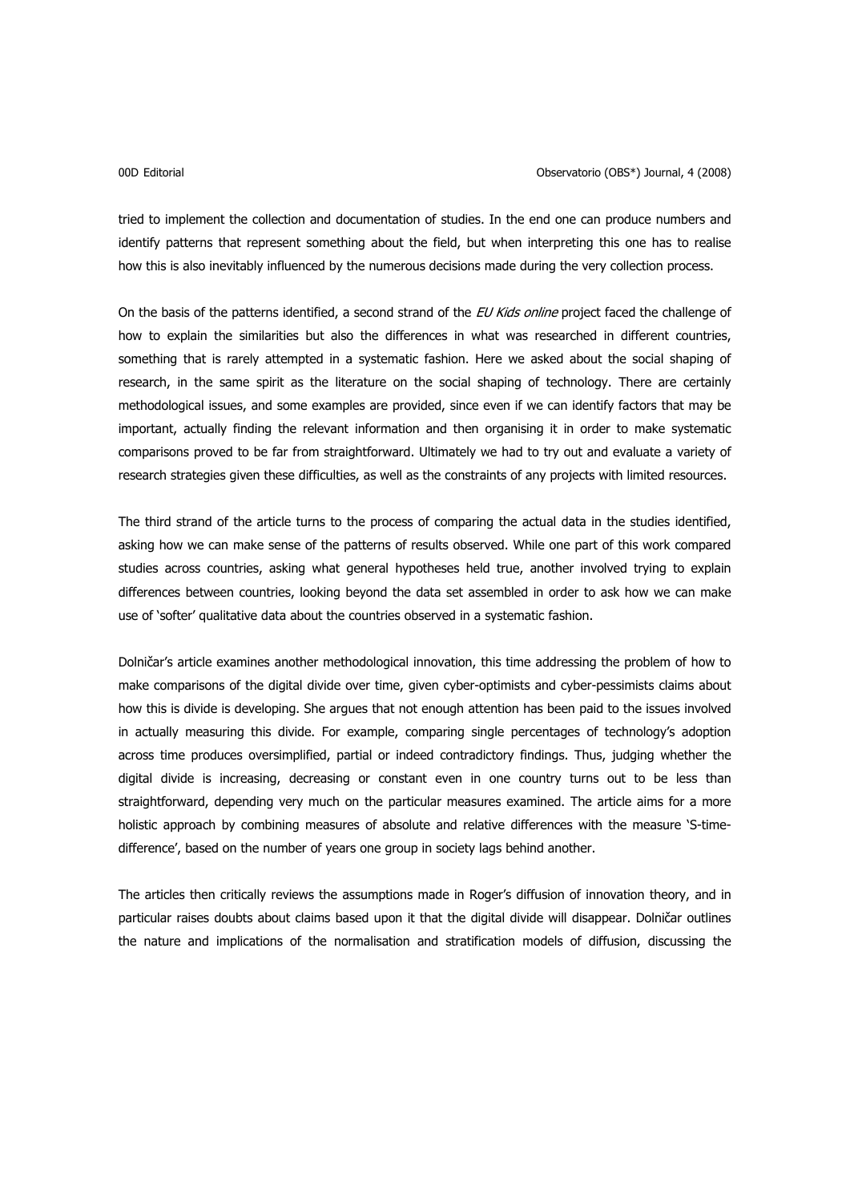tried to implement the collection and documentation of studies. In the end one can produce numbers and identify patterns that represent something about the field, but when interpreting this one has to realise how this is also inevitably influenced by the numerous decisions made during the very collection process.

On the basis of the patterns identified, a second strand of the *EU Kids online* project faced the challenge of how to explain the similarities but also the differences in what was researched in different countries, something that is rarely attempted in a systematic fashion. Here we asked about the social shaping of research, in the same spirit as the literature on the social shaping of technology. There are certainly methodological issues, and some examples are provided, since even if we can identify factors that may be important, actually finding the relevant information and then organising it in order to make systematic comparisons proved to be far from straightforward. Ultimately we had to try out and evaluate a variety of research strategies given these difficulties, as well as the constraints of any projects with limited resources.

The third strand of the article turns to the process of comparing the actual data in the studies identified, asking how we can make sense of the patterns of results observed. While one part of this work compared studies across countries, asking what general hypotheses held true, another involved trying to explain differences between countries, looking beyond the data set assembled in order to ask how we can make use of 'softer' qualitative data about the countries observed in a systematic fashion.

Dolničar's article examines another methodological innovation, this time addressing the problem of how to make comparisons of the digital divide over time, given cyber-optimists and cyber-pessimists claims about how this is divide is developing. She argues that not enough attention has been paid to the issues involved in actually measuring this divide. For example, comparing single percentages of technology's adoption across time produces oversimplified, partial or indeed contradictory findings. Thus, judging whether the digital divide is increasing, decreasing or constant even in one country turns out to be less than straightforward, depending very much on the particular measures examined. The article aims for a more holistic approach by combining measures of absolute and relative differences with the measure 'S-time-difference', based on the number of years one group in society lags behind another.

The articles then critically reviews the assumptions made in Roger's diffusion of innovation theory, and in particular raises doubts about claims based upon it that the digital divide will disappear. Dolničar outlines the nature and implications of the normalisation and stratification models of diffusion, discussing the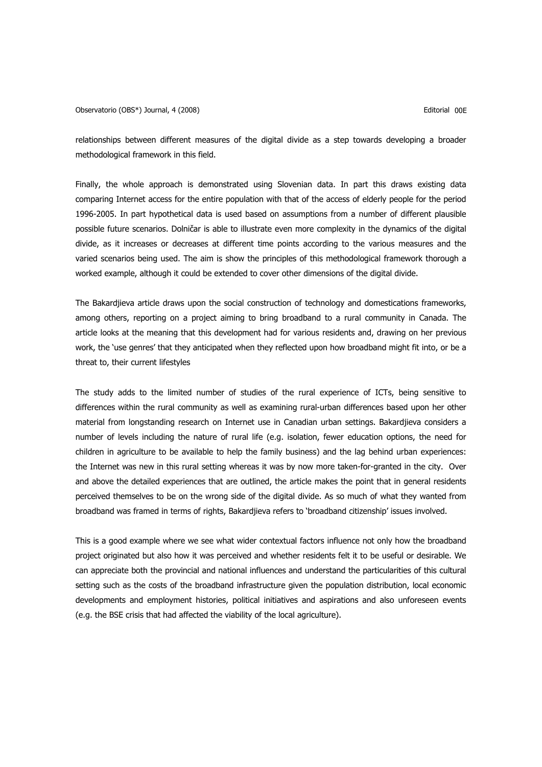relationships between different measures of the digital divide as a step towards developing a broader methodological framework in this field.

Finally, the whole approach is demonstrated using Slovenian data. In part this draws existing data comparing Internet access for the entire population with that of the access of elderly people for the period 1996-2005. In part hypothetical data is used based on assumptions from a number of different plausible possible future scenarios. Dolničar is able to illustrate even more complexity in the dynamics of the digital divide, as it increases or decreases at different time points according to the various measures and the varied scenarios being used. The aim is show the principles of this methodological framework thorough a worked example, although it could be extended to cover other dimensions of the digital divide.

The Bakardjieva article draws upon the social construction of technology and domestications frameworks, among others, reporting on a project aiming to bring broadband to a rural community in Canada. The article looks at the meaning that this development had for various residents and, drawing on her previous work, the 'use genres' that they anticipated when they reflected upon how broadband might fit into, or be a threat to, their current lifestyles

The study adds to the limited number of studies of the rural experience of ICTs, being sensitive to differences within the rural community as well as examining rural-urban differences based upon her other material from longstanding research on Internet use in Canadian urban settings. Bakardjieva considers a number of levels including the nature of rural life (e.g. isolation, fewer education options, the need for children in agriculture to be available to help the family business) and the lag behind urban experiences: the Internet was new in this rural setting whereas it was by now more taken-for-granted in the city. Over and above the detailed experiences that are outlined, the article makes the point that in general residents perceived themselves to be on the wrong side of the digital divide. As so much of what they wanted from broadband was framed in terms of rights, Bakardjieva refers to 'broadband citizenship' issues involved.

This is a good example where we see what wider contextual factors influence not only how the broadband project originated but also how it was perceived and whether residents felt it to be useful or desirable. We can appreciate both the provincial and national influences and understand the particularities of this cultural setting such as the costs of the broadband infrastructure given the population distribution, local economic developments and employment histories, political initiatives and aspirations and also unforeseen events (e.g. the BSE crisis that had affected the viability of the local agriculture).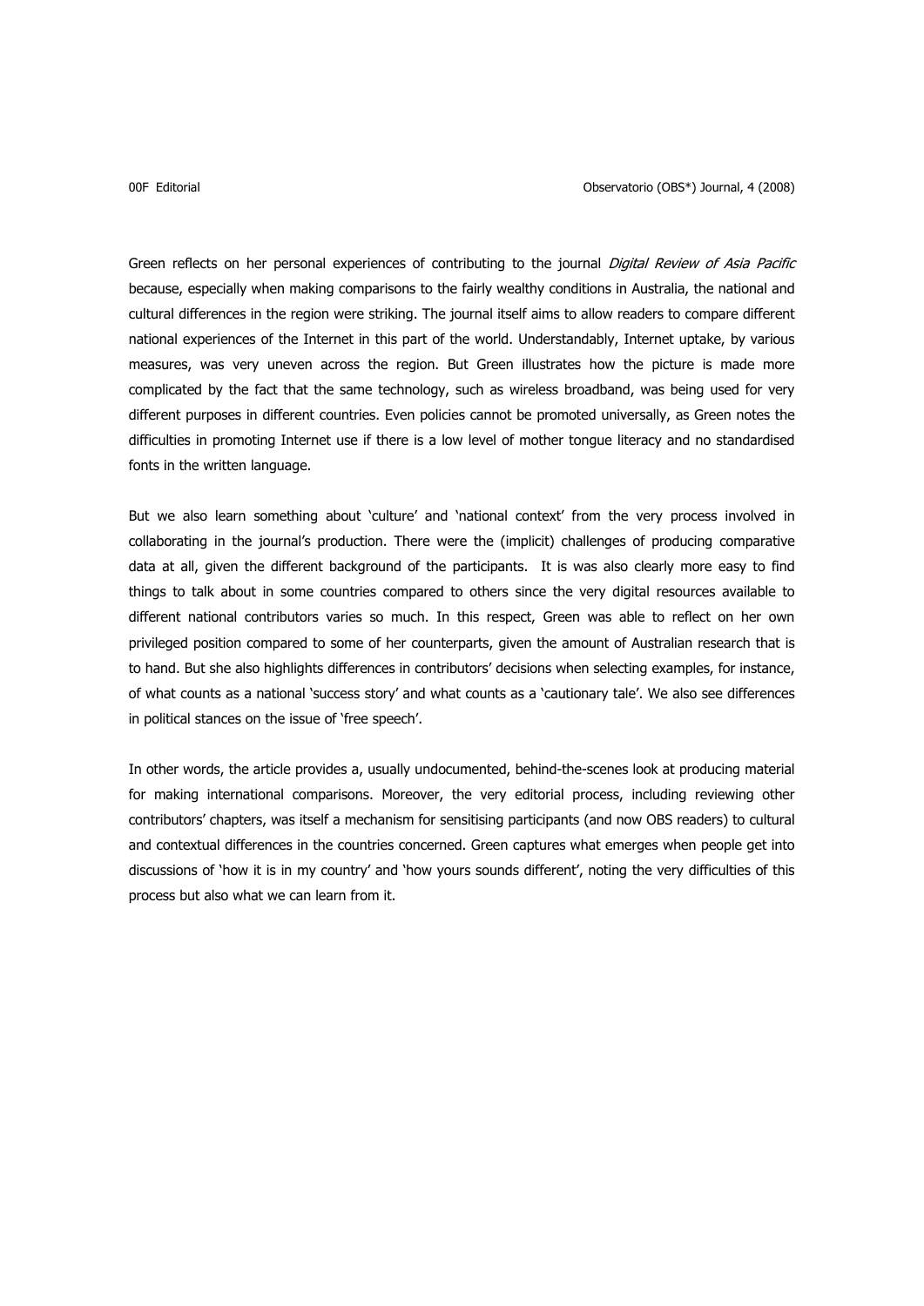Green reflects on her personal experiences of contributing to the journal *Digital Review of Asia Pacific* because, especially when making comparisons to the fairly wealthy conditions in Australia, the national and cultural differences in the region were striking. The journal itself aims to allow readers to compare different national experiences of the Internet in this part of the world. Understandably, Internet uptake, by various measures, was very uneven across the region. But Green illustrates how the picture is made more complicated by the fact that the same technology, such as wireless broadband, was being used for very different purposes in different countries. Even policies cannot be promoted universally, as Green notes the difficulties in promoting Internet use if there is a low level of mother tongue literacy and no standardised fonts in the written language.

But we also learn something about 'culture' and 'national context' from the very process involved in collaborating in the journal's production. There were the (implicit) challenges of producing comparative data at all, given the different background of the participants. It is was also clearly more easy to find things to talk about in some countries compared to others since the very digital resources available to different national contributors varies so much. In this respect, Green was able to reflect on her own privileged position compared to some of her counterparts, given the amount of Australian research that is to hand. But she also highlights differences in contributors' decisions when selecting examples, for instance, of what counts as a national 'success story' and what counts as a 'cautionary tale'. We also see differences in political stances on the issue of 'free speech'.

In other words, the article provides a, usually undocumented, behind-the-scenes look at producing material for making international comparisons. Moreover, the very editorial process, including reviewing other contributors' chapters, was itself a mechanism for sensitising participants (and now OBS readers) to cultural and contextual differences in the countries concerned. Green captures what emerges when people get into discussions of 'how it is in my country' and 'how yours sounds different', noting the very difficulties of this process but also what we can learn from it.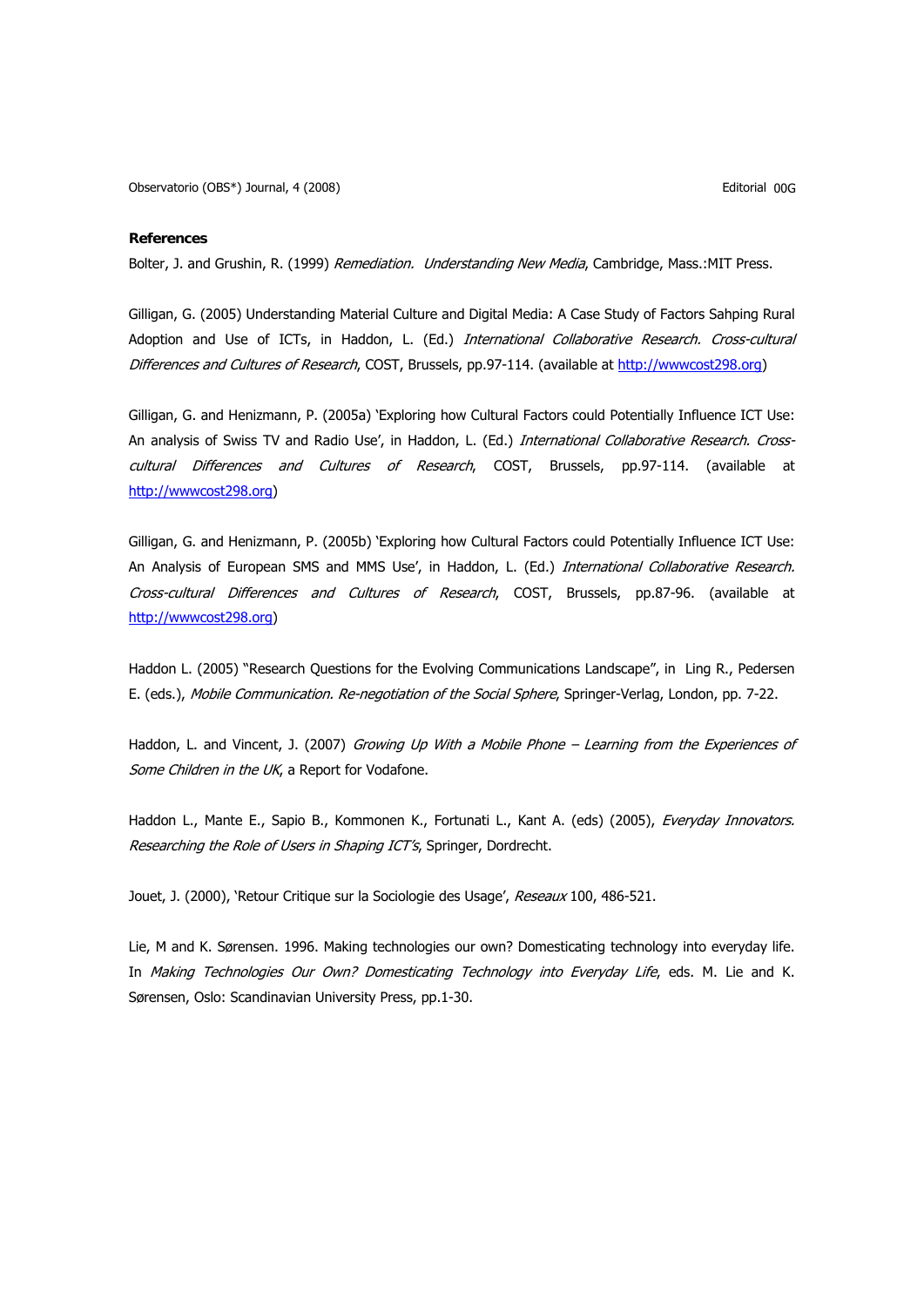**References**

Bolter, J. and Grushin, R. (1999) *Remediation. Understanding New Media*, Cambridge, Mass.:MIT Press.

Gilligan, G. (2005) Understanding Material Culture and Digital Media: A Case Study of Factors Sahping Rural Adoption and Use of ICTs, in Haddon, L. (Ed.) *International Collaborative Research. Cross-cultural Differences and Cultures of Research*, COST, Brussels, pp.97-114. (available at http://wwwcost298.org)

Gilligan, G. and Henizmann, P. (2005a) 'Exploring how Cultural Factors could Potentially Influence ICT Use: An analysis of Swiss TV and Radio Use', in Haddon, L. (Ed.) *International Collaborative Research. Cross-cultural Differences and Cultures of Research*, COST, Brussels, pp.97-114. (available at http://wwwcost298.org)

Gilligan, G. and Henizmann, P. (2005b) 'Exploring how Cultural Factors could Potentially Influence ICT Use: An Analysis of European SMS and MMS Use', in Haddon, L. (Ed.) *International Collaborative Research. Cross-cultural Differences and Cultures of Research*, COST, Brussels, pp.87-96. (available at http://wwwcost298.org)

Haddon L. (2005) "Research Questions for the Evolving Communications Landscape", in Ling R., Pedersen E. (eds.), *Mobile Communication. Re-negotiation of the Social Sphere*, Springer-Verlag, London, pp. 7-22.

Haddon, L. and Vincent, J. (2007) *Growing Up With a Mobile Phone – Learning from the Experiences of Some Children in the UK*, a Report for Vodafone.

Haddon L., Mante E., Sapio B., Kommonen K., Fortunati L., Kant A. (eds) (2005), *Everyday Innovators. Researching the Role of Users in Shaping ICT's*, Springer, Dordrecht.

Jouet, J. (2000), 'Retour Critique sur la Sociologie des Usage', *Reseaux* 100, 486-521.

Lie, M and K. Sørensen. 1996. Making technologies our own? Domesticating technology into everyday life. In *Making Technologies Our Own? Domesticating Technology into Everyday Life*, eds. M. Lie and K. Sørensen, Oslo: Scandinavian University Press, pp.1-30.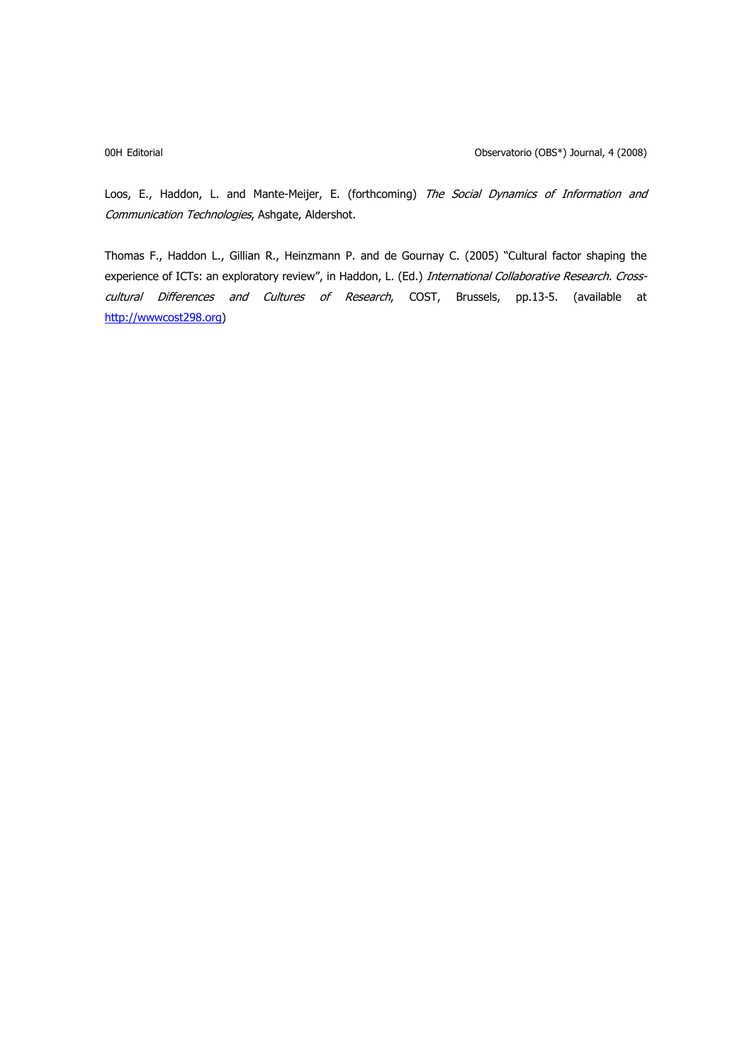Loos, E., Haddon, L. and Mante-Meijer, E. (forthcoming) *The Social Dynamics of Information and Communication Technologies*, Ashgate, Aldershot.

Thomas F., Haddon L., Gillian R., Heinzmann P. and de Gournay C. (2005) "Cultural factor shaping the experience of ICTs: an exploratory review", in Haddon, L. (Ed.) *International Collaborative Research. Cross-cultural Differences and Cultures of Research*, COST, Brussels, pp.13-5. (available at [http://wwwcost298.org](http://wwwcost298.org))